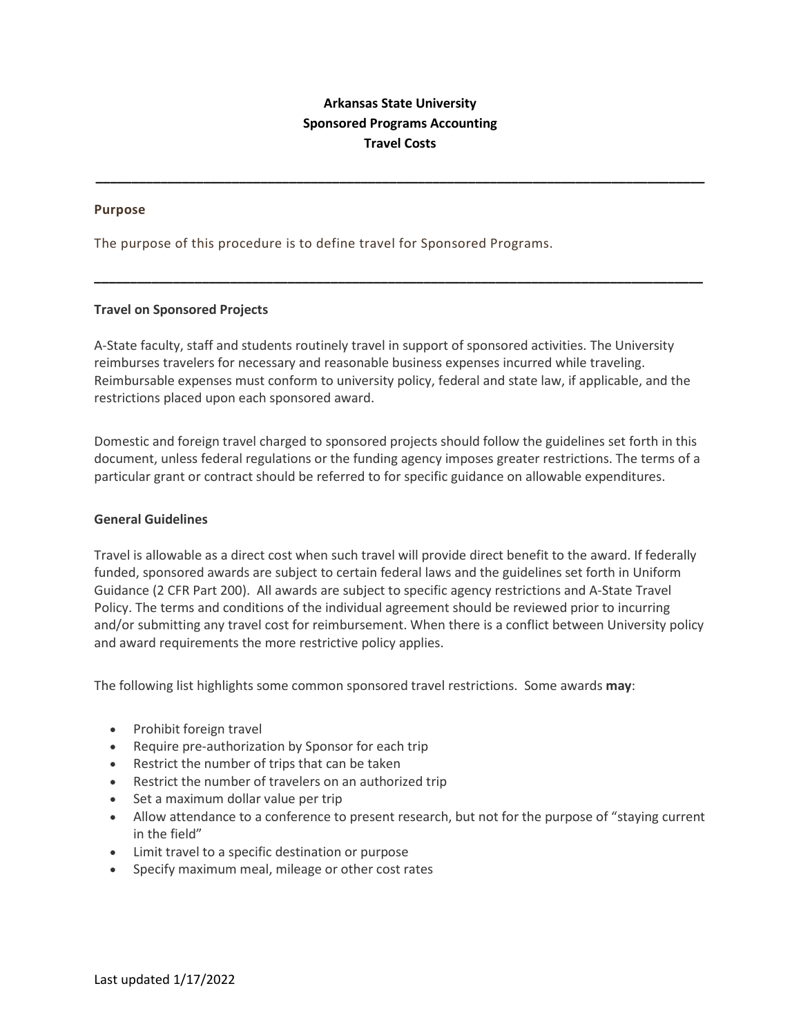# Arkansas State University
# Sponsored Programs Accounting
# Travel Costs

---

## Purpose

The purpose of this procedure is to define travel for Sponsored Programs.

---

## Travel on Sponsored Projects

A-State faculty, staff and students routinely travel in support of sponsored activities. The University reimburses travelers for necessary and reasonable business expenses incurred while traveling. Reimbursable expenses must conform to university policy, federal and state law, if applicable, and the restrictions placed upon each sponsored award.

Domestic and foreign travel charged to sponsored projects should follow the guidelines set forth in this document, unless federal regulations or the funding agency imposes greater restrictions. The terms of a particular grant or contract should be referred to for specific guidance on allowable expenditures.

## General Guidelines

Travel is allowable as a direct cost when such travel will provide direct benefit to the award. If federally funded, sponsored awards are subject to certain federal laws and the guidelines set forth in Uniform Guidance (2 CFR Part 200). All awards are subject to specific agency restrictions and A-State Travel Policy. The terms and conditions of the individual agreement should be reviewed prior to incurring and/or submitting any travel cost for reimbursement. When there is a conflict between University policy and award requirements the more restrictive policy applies.

The following list highlights some common sponsored travel restrictions. Some awards **may**:

- Prohibit foreign travel
- Require pre-authorization by Sponsor for each trip
- Restrict the number of trips that can be taken
- Restrict the number of travelers on an authorized trip
- Set a maximum dollar value per trip
- Allow attendance to a conference to present research, but not for the purpose of "staying current in the field"
- Limit travel to a specific destination or purpose
- Specify maximum meal, mileage or other cost rates

Last updated 1/17/2022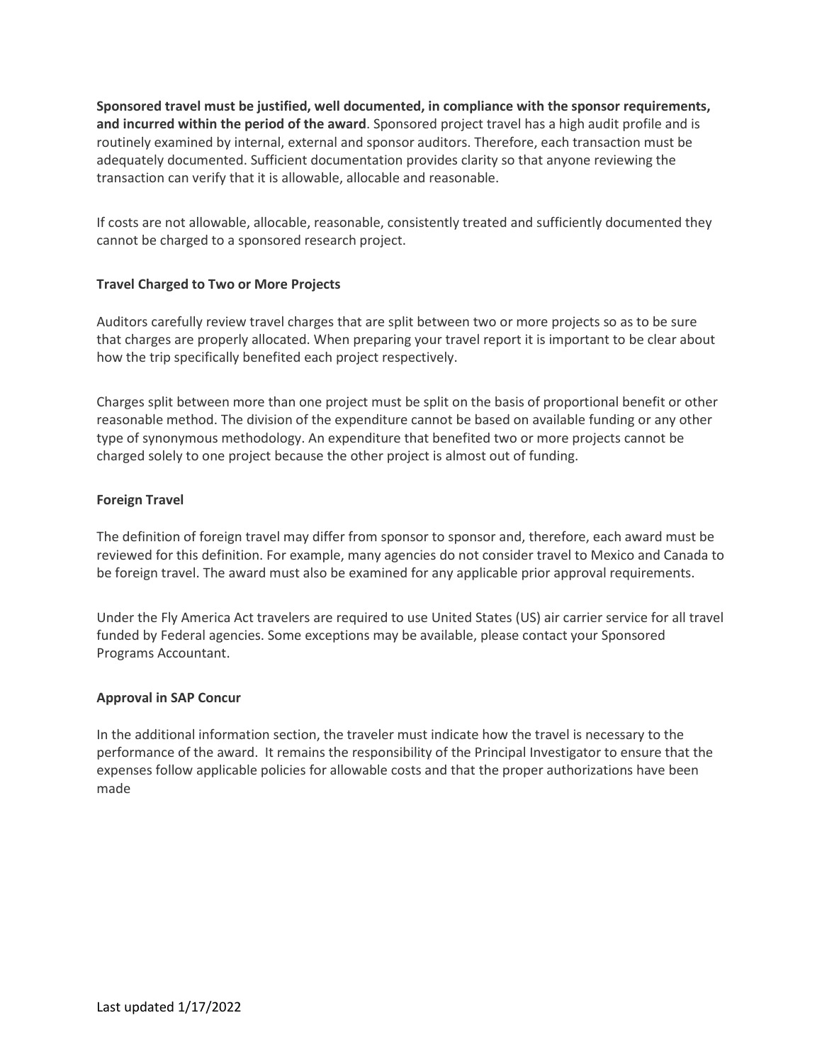**Sponsored travel must be justified, well documented, in compliance with the sponsor requirements, and incurred within the period of the award**. Sponsored project travel has a high audit profile and is routinely examined by internal, external and sponsor auditors. Therefore, each transaction must be adequately documented. Sufficient documentation provides clarity so that anyone reviewing the transaction can verify that it is allowable, allocable and reasonable.

If costs are not allowable, allocable, reasonable, consistently treated and sufficiently documented they cannot be charged to a sponsored research project.

**Travel Charged to Two or More Projects**

Auditors carefully review travel charges that are split between two or more projects so as to be sure that charges are properly allocated. When preparing your travel report it is important to be clear about how the trip specifically benefited each project respectively.

Charges split between more than one project must be split on the basis of proportional benefit or other reasonable method. The division of the expenditure cannot be based on available funding or any other type of synonymous methodology. An expenditure that benefited two or more projects cannot be charged solely to one project because the other project is almost out of funding.

**Foreign Travel**

The definition of foreign travel may differ from sponsor to sponsor and, therefore, each award must be reviewed for this definition. For example, many agencies do not consider travel to Mexico and Canada to be foreign travel. The award must also be examined for any applicable prior approval requirements.

Under the Fly America Act travelers are required to use United States (US) air carrier service for all travel funded by Federal agencies. Some exceptions may be available, please contact your Sponsored Programs Accountant.

**Approval in SAP Concur**

In the additional information section, the traveler must indicate how the travel is necessary to the performance of the award. It remains the responsibility of the Principal Investigator to ensure that the expenses follow applicable policies for allowable costs and that the proper authorizations have been made

Last updated 1/17/2022